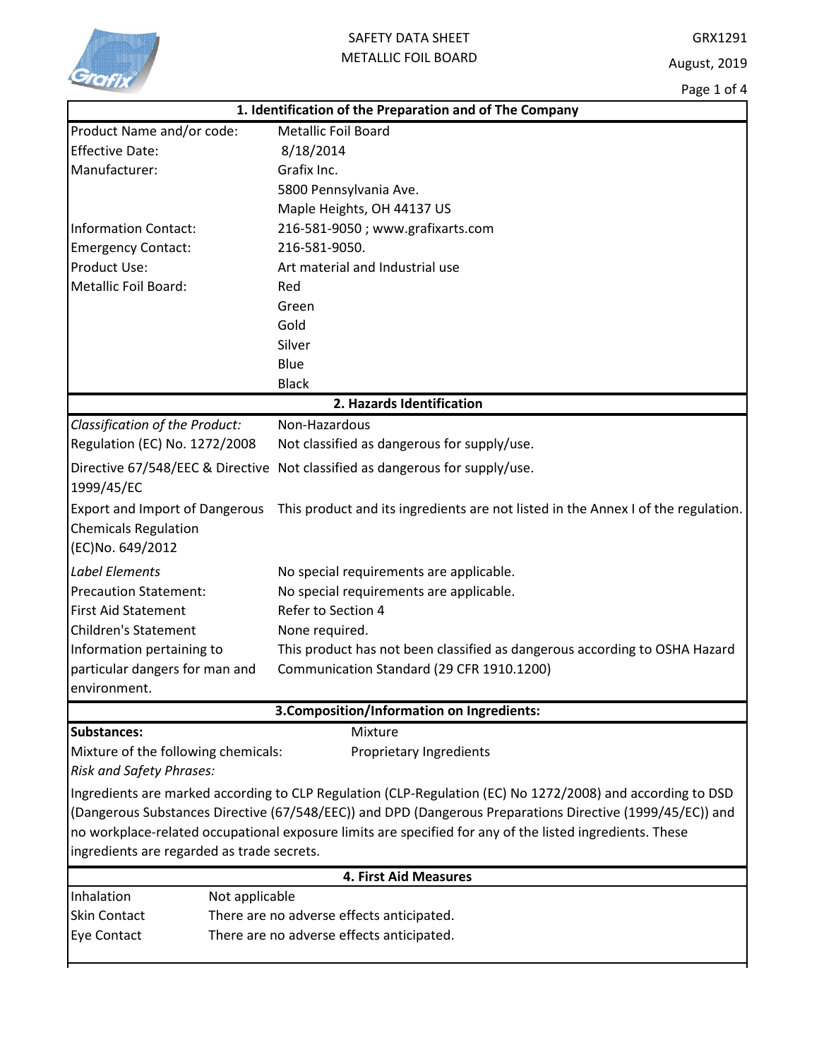# SAFETY DATA SHEET
# METALLIC FOIL BOARD

GRX1291

August, 2019

## 1. Identification of the Preparation and of The Company

| | |
|---|---|
| Product Name and/or code: | Metallic Foil Board |
| Effective Date: | 8/18/2014 |
| Manufacturer: | Grafix Inc. |
| | 5800 Pennsylvania Ave. |
| | Maple Heights, OH 44137 US |
| Information Contact: | 216-581-9050 ; www.grafixarts.com |
| Emergency Contact: | 216-581-9050. |
| Product Use: | Art material and Industrial use |
| Metallic Foil Board: | Red |
| | Green |
| | Gold |
| | Silver |
| | Blue |
| | Black |

## 2. Hazards Identification

| | |
|---|---|
| *Classification of the Product:* | Non-Hazardous |
| Regulation (EC) No. 1272/2008 | Not classified as dangerous for supply/use. |
| Directive 67/548/EEC & Directive 1999/45/EC | Not classified as dangerous for supply/use. |
| Export and Import of Dangerous Chemicals Regulation (EC)No. 649/2012 | This product and its ingredients are not listed in the Annex I of the regulation. |
| *Label Elements* | No special requirements are applicable. |
| Precaution Statement: | No special requirements are applicable. |
| First Aid Statement | Refer to Section 4 |
| Children's Statement | None required. |
| Information pertaining to particular dangers for man and environment. | This product has not been classified as dangerous according to OSHA Hazard Communication Standard (29 CFR 1910.1200) |

## 3.Composition/Information on Ingredients:

| | |
|---|---|
| **Substances:** | Mixture |
| Mixture of the following chemicals: | Proprietary Ingredients |

*Risk and Safety Phrases:*

Ingredients are marked according to CLP Regulation (CLP-Regulation (EC) No 1272/2008) and according to DSD (Dangerous Substances Directive (67/548/EEC)) and DPD (Dangerous Preparations Directive (1999/45/EC)) and no workplace-related occupational exposure limits are specified for any of the listed ingredients. These ingredients are regarded as trade secrets.

## 4. First Aid Measures

| | |
|---|---|
| Inhalation | Not applicable |
| Skin Contact | There are no adverse effects anticipated. |
| Eye Contact | There are no adverse effects anticipated. |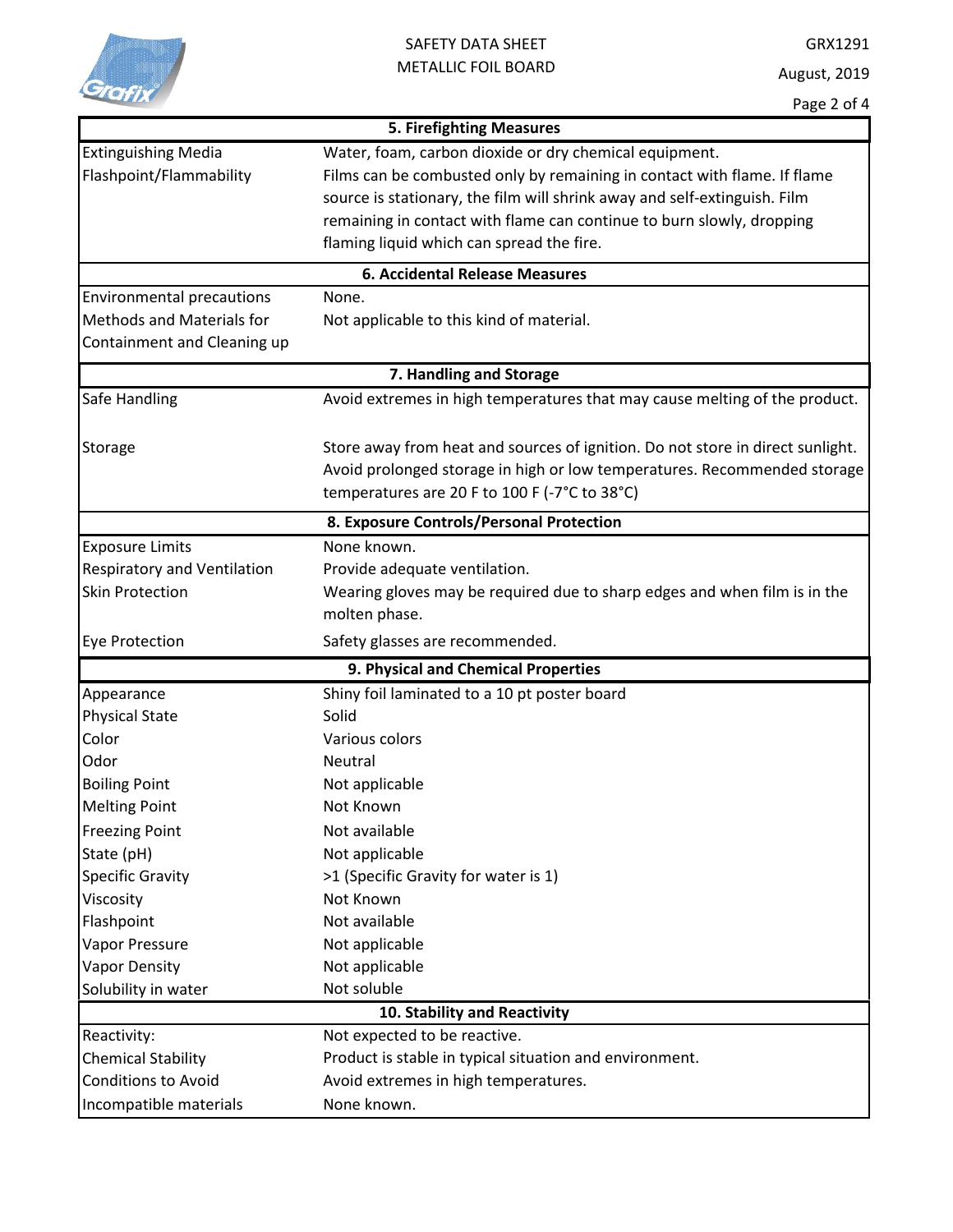## 5. Firefighting Measures

| | |
|---|---|
| Extinguishing Media | Water, foam, carbon dioxide or dry chemical equipment. |
| Flashpoint/Flammability | Films can be combusted only by remaining in contact with flame. If flame source is stationary, the film will shrink away and self-extinguish. Film remaining in contact with flame can continue to burn slowly, dropping flaming liquid which can spread the fire. |

## 6. Accidental Release Measures

| | |
|---|---|
| Environmental precautions | None. |
| Methods and Materials for Containment and Cleaning up | Not applicable to this kind of material. |

## 7. Handling and Storage

| | |
|---|---|
| Safe Handling | Avoid extremes in high temperatures that may cause melting of the product. |
| Storage | Store away from heat and sources of ignition. Do not store in direct sunlight. Avoid prolonged storage in high or low temperatures. Recommended storage temperatures are 20 F to 100 F (-7°C to 38°C) |

## 8. Exposure Controls/Personal Protection

| | |
|---|---|
| Exposure Limits | None known. |
| Respiratory and Ventilation | Provide adequate ventilation. |
| Skin Protection | Wearing gloves may be required due to sharp edges and when film is in the molten phase. |
| Eye Protection | Safety glasses are recommended. |

## 9. Physical and Chemical Properties

| | |
|---|---|
| Appearance | Shiny foil laminated to a 10 pt poster board |
| Physical State | Solid |
| Color | Various colors |
| Odor | Neutral |
| Boiling Point | Not applicable |
| Melting Point | Not Known |
| Freezing Point | Not available |
| State (pH) | Not applicable |
| Specific Gravity | >1 (Specific Gravity for water is 1) |
| Viscosity | Not Known |
| Flashpoint | Not available |
| Vapor Pressure | Not applicable |
| Vapor Density | Not applicable |
| Solubility in water | Not soluble |

## 10. Stability and Reactivity

| | |
|---|---|
| Reactivity: | Not expected to be reactive. |
| Chemical Stability | Product is stable in typical situation and environment. |
| Conditions to Avoid | Avoid extremes in high temperatures. |
| Incompatible materials | None known. |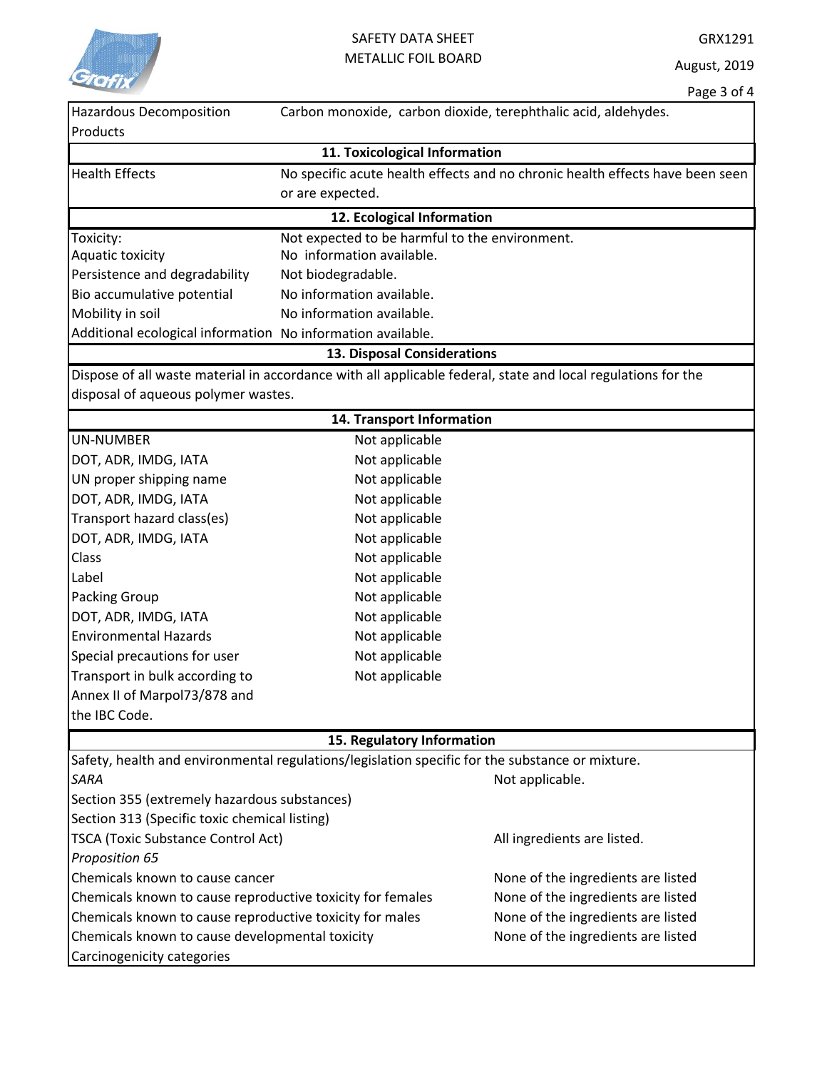| Hazardous Decomposition Products | Carbon monoxide, carbon dioxide, terephthalic acid, aldehydes. |
|---|---|

## 11. Toxicological Information

| Health Effects | No specific acute health effects and no chronic health effects have been seen or are expected. |
|---|---|

## 12. Ecological Information

| | |
|---|---|
| Toxicity: | Not expected to be harmful to the environment. |
| Aquatic toxicity | No information available. |
| Persistence and degradability | Not biodegradable. |
| Bio accumulative potential | No information available. |
| Mobility in soil | No information available. |
| Additional ecological information | No information available. |

## 13. Disposal Considerations

Dispose of all waste material in accordance with all applicable federal, state and local regulations for the disposal of aqueous polymer wastes.

## 14. Transport Information

| | |
|---|---|
| UN-NUMBER | Not applicable |
| DOT, ADR, IMDG, IATA | Not applicable |
| UN proper shipping name | Not applicable |
| DOT, ADR, IMDG, IATA | Not applicable |
| Transport hazard class(es) | Not applicable |
| DOT, ADR, IMDG, IATA | Not applicable |
| Class | Not applicable |
| Label | Not applicable |
| Packing Group | Not applicable |
| DOT, ADR, IMDG, IATA | Not applicable |
| Environmental Hazards | Not applicable |
| Special precautions for user | Not applicable |
| Transport in bulk according to Annex II of Marpol73/878 and the IBC Code. | Not applicable |

## 15. Regulatory Information

Safety, health and environmental regulations/legislation specific for the substance or mixture.

| | |
|---|---|
| *SARA* | Not applicable. |
| Section 355 (extremely hazardous substances) | |
| Section 313 (Specific toxic chemical listing) | |
| TSCA (Toxic Substance Control Act) | All ingredients are listed. |
| *Proposition 65* | |
| Chemicals known to cause cancer | None of the ingredients are listed |
| Chemicals known to cause reproductive toxicity for females | None of the ingredients are listed |
| Chemicals known to cause reproductive toxicity for males | None of the ingredients are listed |
| Chemicals known to cause developmental toxicity | None of the ingredients are listed |
| Carcinogenicity categories | |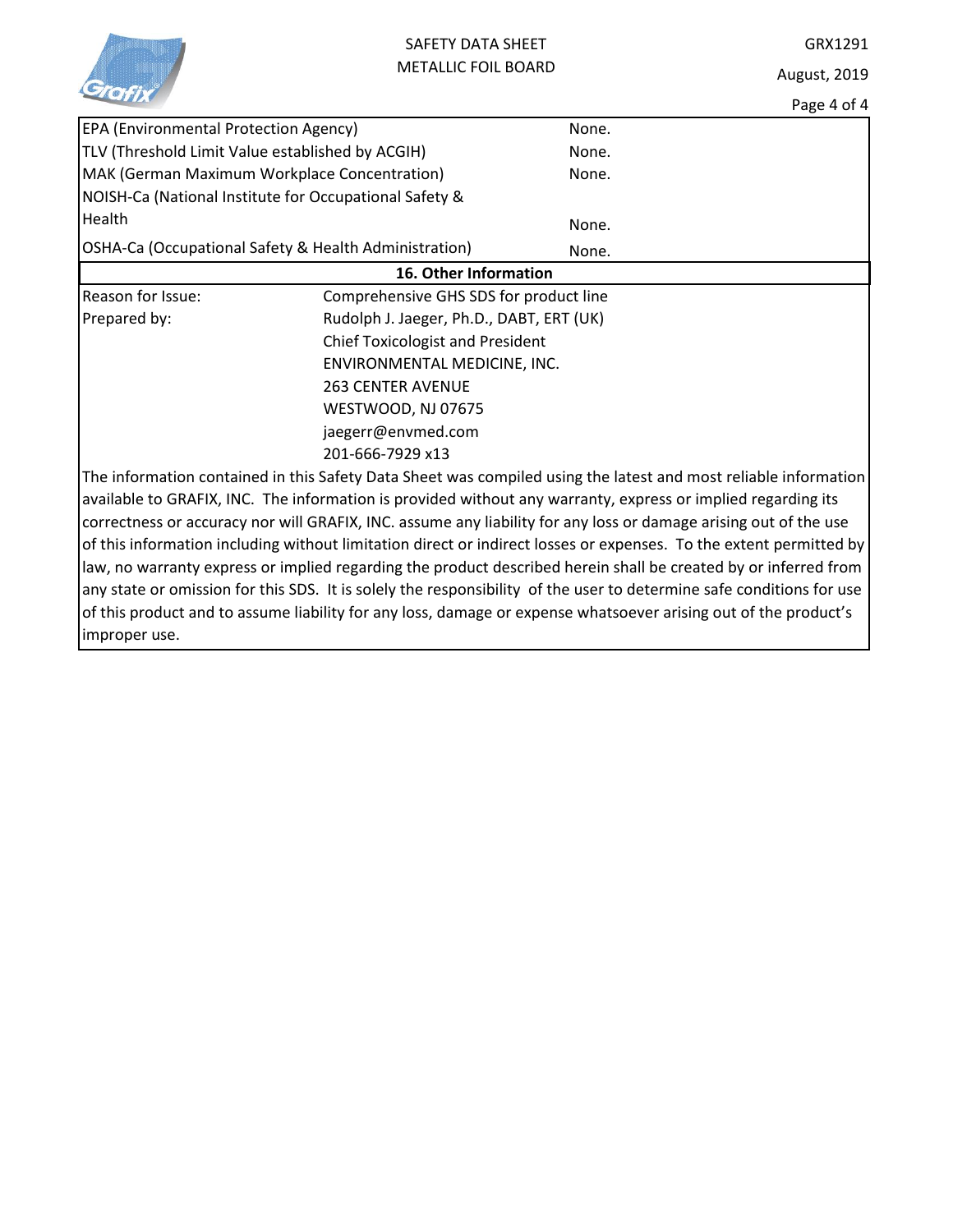| | |
|---|---|
| EPA (Environmental Protection Agency) | None. |
| TLV (Threshold Limit Value established by ACGIH) | None. |
| MAK (German Maximum Workplace Concentration) | None. |
| NOISH-Ca (National Institute for Occupational Safety & Health | None. |
| OSHA-Ca (Occupational Safety & Health Administration) | None. |

## 16. Other Information

| | |
|---|---|
| Reason for Issue: | Comprehensive GHS SDS for product line |
| Prepared by: | Rudolph J. Jaeger, Ph.D., DABT, ERT (UK)<br>Chief Toxicologist and President<br>ENVIRONMENTAL MEDICINE, INC.<br>263 CENTER AVENUE<br>WESTWOOD, NJ 07675<br>jaegerr@envmed.com<br>201-666-7929 x13 |

The information contained in this Safety Data Sheet was compiled using the latest and most reliable information available to GRAFIX, INC. The information is provided without any warranty, express or implied regarding its correctness or accuracy nor will GRAFIX, INC. assume any liability for any loss or damage arising out of the use of this information including without limitation direct or indirect losses or expenses. To the extent permitted by law, no warranty express or implied regarding the product described herein shall be created by or inferred from any state or omission for this SDS. It is solely the responsibility of the user to determine safe conditions for use of this product and to assume liability for any loss, damage or expense whatsoever arising out of the product's improper use.